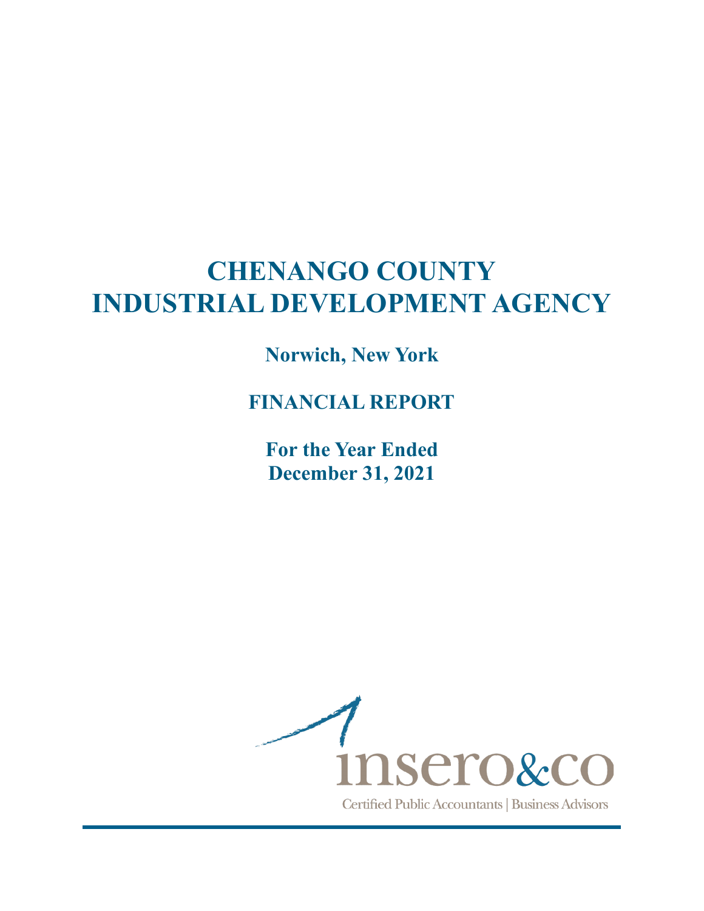# CHENANGO COUNTY INDUSTRIAL DEVELOPMENT AGENCY

**Norwich, New York**

**FINANCIAL REPORT**

**For the Year Ended December 31, 2021**

insero&co

Certified Public Accountants | Business Advisors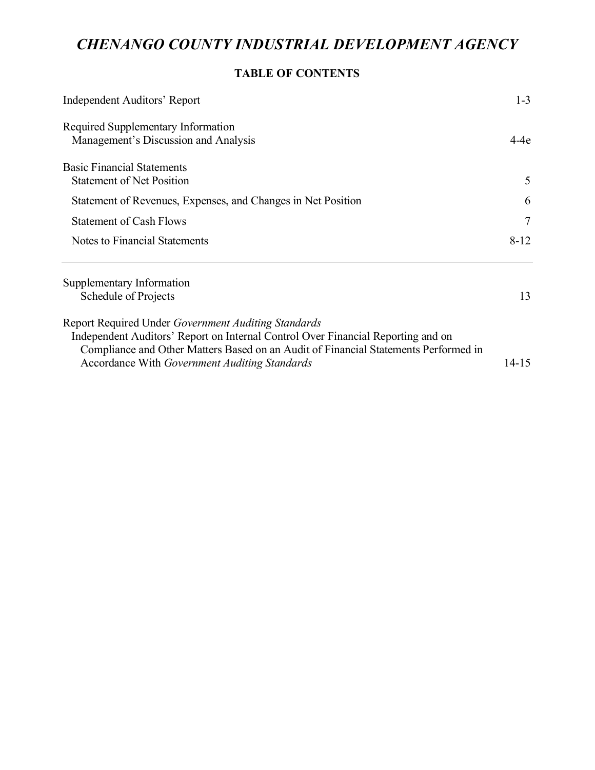# *CHENANGO COUNTY INDUSTRIAL DEVELOPMENT AGENCY*

## TABLE OF CONTENTS

| | |
|---|---|
| Independent Auditors' Report | 1-3 |
| Required Supplementary Information | |
| Management's Discussion and Analysis | 4-4e |
| Basic Financial Statements | |
| Statement of Net Position | 5 |
| Statement of Revenues, Expenses, and Changes in Net Position | 6 |
| Statement of Cash Flows | 7 |
| Notes to Financial Statements | 8-12 |

---

| | |
|---|---|
| Supplementary Information | |
| Schedule of Projects | 13 |
| Report Required Under *Government Auditing Standards* | |
| Independent Auditors' Report on Internal Control Over Financial Reporting and on Compliance and Other Matters Based on an Audit of Financial Statements Performed in Accordance With *Government Auditing Standards* | 14-15 |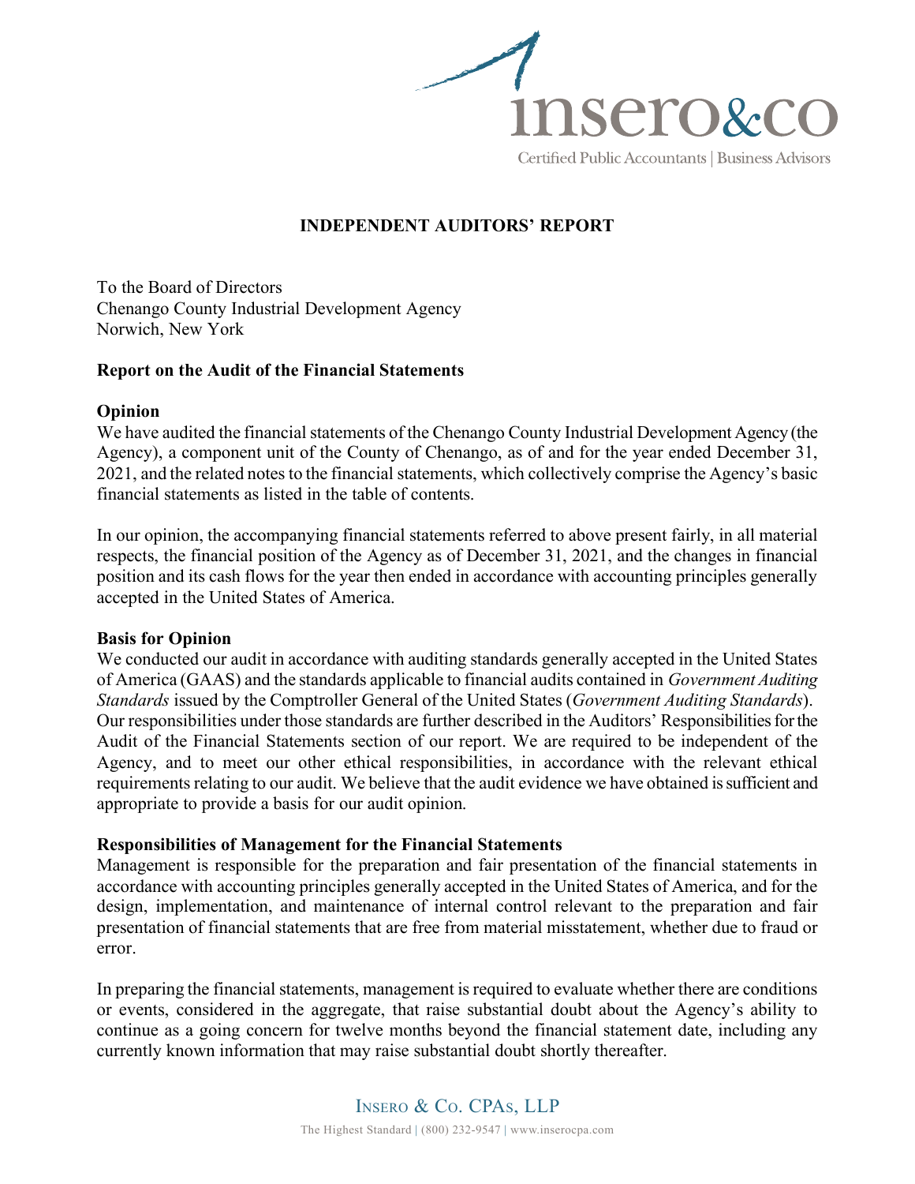# INDEPENDENT AUDITORS' REPORT

To the Board of Directors
Chenango County Industrial Development Agency
Norwich, New York

## Report on the Audit of the Financial Statements

### Opinion

We have audited the financial statements of the Chenango County Industrial Development Agency (the Agency), a component unit of the County of Chenango, as of and for the year ended December 31, 2021, and the related notes to the financial statements, which collectively comprise the Agency's basic financial statements as listed in the table of contents.

In our opinion, the accompanying financial statements referred to above present fairly, in all material respects, the financial position of the Agency as of December 31, 2021, and the changes in financial position and its cash flows for the year then ended in accordance with accounting principles generally accepted in the United States of America.

### Basis for Opinion

We conducted our audit in accordance with auditing standards generally accepted in the United States of America (GAAS) and the standards applicable to financial audits contained in *Government Auditing Standards* issued by the Comptroller General of the United States (*Government Auditing Standards*). Our responsibilities under those standards are further described in the Auditors' Responsibilities for the Audit of the Financial Statements section of our report. We are required to be independent of the Agency, and to meet our other ethical responsibilities, in accordance with the relevant ethical requirements relating to our audit. We believe that the audit evidence we have obtained is sufficient and appropriate to provide a basis for our audit opinion.

### Responsibilities of Management for the Financial Statements

Management is responsible for the preparation and fair presentation of the financial statements in accordance with accounting principles generally accepted in the United States of America, and for the design, implementation, and maintenance of internal control relevant to the preparation and fair presentation of financial statements that are free from material misstatement, whether due to fraud or error.

In preparing the financial statements, management is required to evaluate whether there are conditions or events, considered in the aggregate, that raise substantial doubt about the Agency's ability to continue as a going concern for twelve months beyond the financial statement date, including any currently known information that may raise substantial doubt shortly thereafter.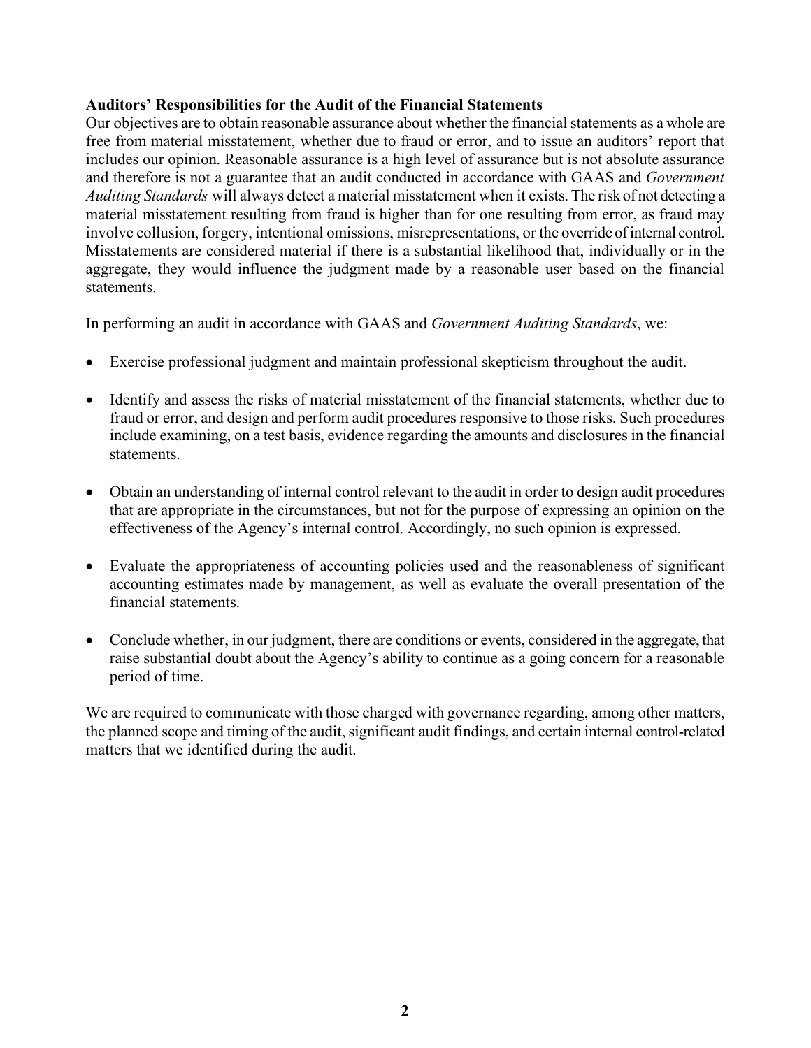**Auditors' Responsibilities for the Audit of the Financial Statements**
Our objectives are to obtain reasonable assurance about whether the financial statements as a whole are free from material misstatement, whether due to fraud or error, and to issue an auditors' report that includes our opinion. Reasonable assurance is a high level of assurance but is not absolute assurance and therefore is not a guarantee that an audit conducted in accordance with GAAS and *Government Auditing Standards* will always detect a material misstatement when it exists. The risk of not detecting a material misstatement resulting from fraud is higher than for one resulting from error, as fraud may involve collusion, forgery, intentional omissions, misrepresentations, or the override of internal control. Misstatements are considered material if there is a substantial likelihood that, individually or in the aggregate, they would influence the judgment made by a reasonable user based on the financial statements.

In performing an audit in accordance with GAAS and *Government Auditing Standards*, we:

- Exercise professional judgment and maintain professional skepticism throughout the audit.
- Identify and assess the risks of material misstatement of the financial statements, whether due to fraud or error, and design and perform audit procedures responsive to those risks. Such procedures include examining, on a test basis, evidence regarding the amounts and disclosures in the financial statements.
- Obtain an understanding of internal control relevant to the audit in order to design audit procedures that are appropriate in the circumstances, but not for the purpose of expressing an opinion on the effectiveness of the Agency's internal control. Accordingly, no such opinion is expressed.
- Evaluate the appropriateness of accounting policies used and the reasonableness of significant accounting estimates made by management, as well as evaluate the overall presentation of the financial statements.
- Conclude whether, in our judgment, there are conditions or events, considered in the aggregate, that raise substantial doubt about the Agency's ability to continue as a going concern for a reasonable period of time.

We are required to communicate with those charged with governance regarding, among other matters, the planned scope and timing of the audit, significant audit findings, and certain internal control-related matters that we identified during the audit.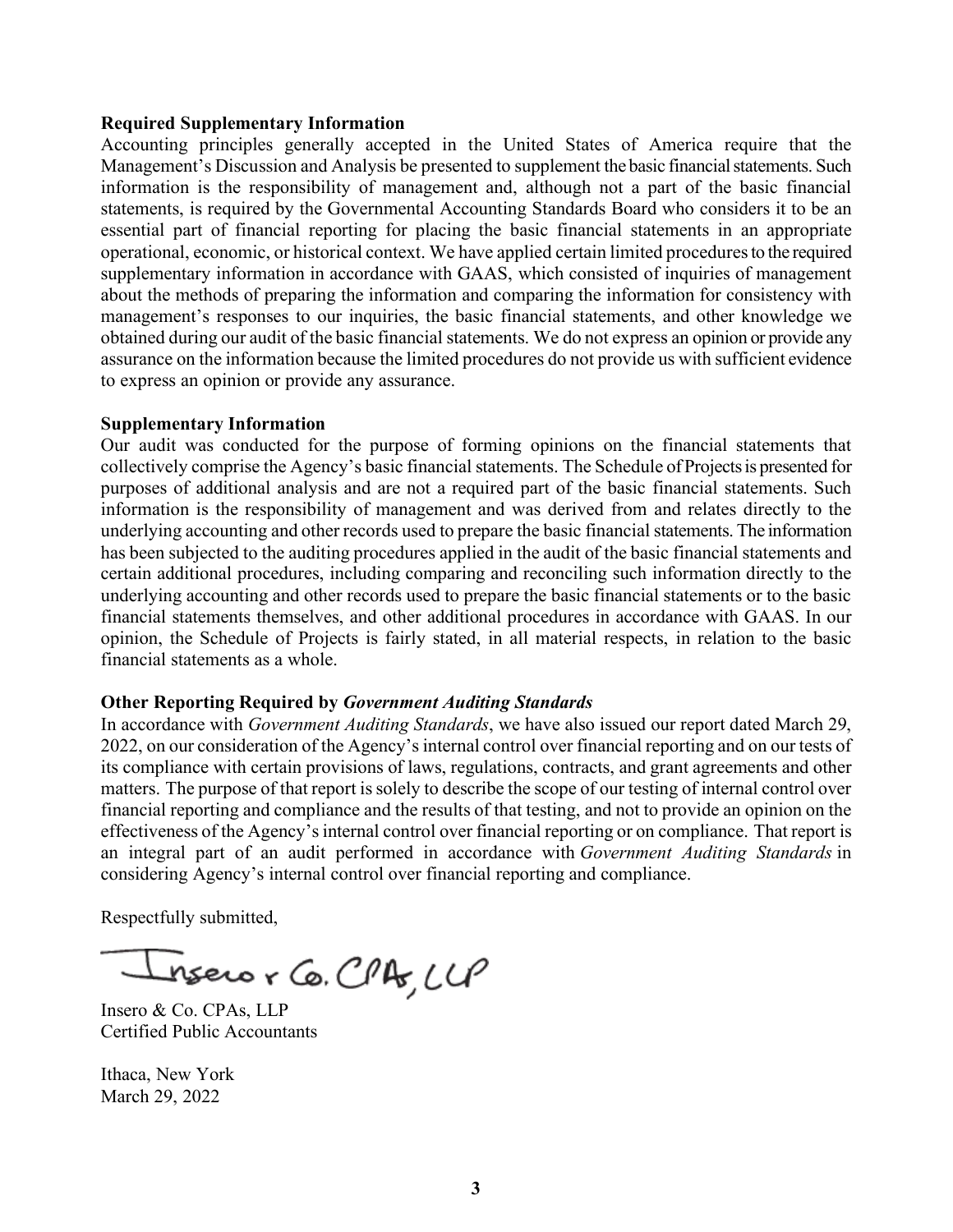**Required Supplementary Information**

Accounting principles generally accepted in the United States of America require that the Management's Discussion and Analysis be presented to supplement the basic financial statements. Such information is the responsibility of management and, although not a part of the basic financial statements, is required by the Governmental Accounting Standards Board who considers it to be an essential part of financial reporting for placing the basic financial statements in an appropriate operational, economic, or historical context. We have applied certain limited procedures to the required supplementary information in accordance with GAAS, which consisted of inquiries of management about the methods of preparing the information and comparing the information for consistency with management's responses to our inquiries, the basic financial statements, and other knowledge we obtained during our audit of the basic financial statements. We do not express an opinion or provide any assurance on the information because the limited procedures do not provide us with sufficient evidence to express an opinion or provide any assurance.

**Supplementary Information**

Our audit was conducted for the purpose of forming opinions on the financial statements that collectively comprise the Agency's basic financial statements. The Schedule of Projects is presented for purposes of additional analysis and are not a required part of the basic financial statements. Such information is the responsibility of management and was derived from and relates directly to the underlying accounting and other records used to prepare the basic financial statements. The information has been subjected to the auditing procedures applied in the audit of the basic financial statements and certain additional procedures, including comparing and reconciling such information directly to the underlying accounting and other records used to prepare the basic financial statements or to the basic financial statements themselves, and other additional procedures in accordance with GAAS. In our opinion, the Schedule of Projects is fairly stated, in all material respects, in relation to the basic financial statements as a whole.

**Other Reporting Required by *Government Auditing Standards***

In accordance with *Government Auditing Standards*, we have also issued our report dated March 29, 2022, on our consideration of the Agency's internal control over financial reporting and on our tests of its compliance with certain provisions of laws, regulations, contracts, and grant agreements and other matters. The purpose of that report is solely to describe the scope of our testing of internal control over financial reporting and compliance and the results of that testing, and not to provide an opinion on the effectiveness of the Agency's internal control over financial reporting or on compliance. That report is an integral part of an audit performed in accordance with *Government Auditing Standards* in considering Agency's internal control over financial reporting and compliance.

Respectfully submitted,

Insero & Co. CPAs, LLP

Insero & Co. CPAs, LLP
Certified Public Accountants

Ithaca, New York
March 29, 2022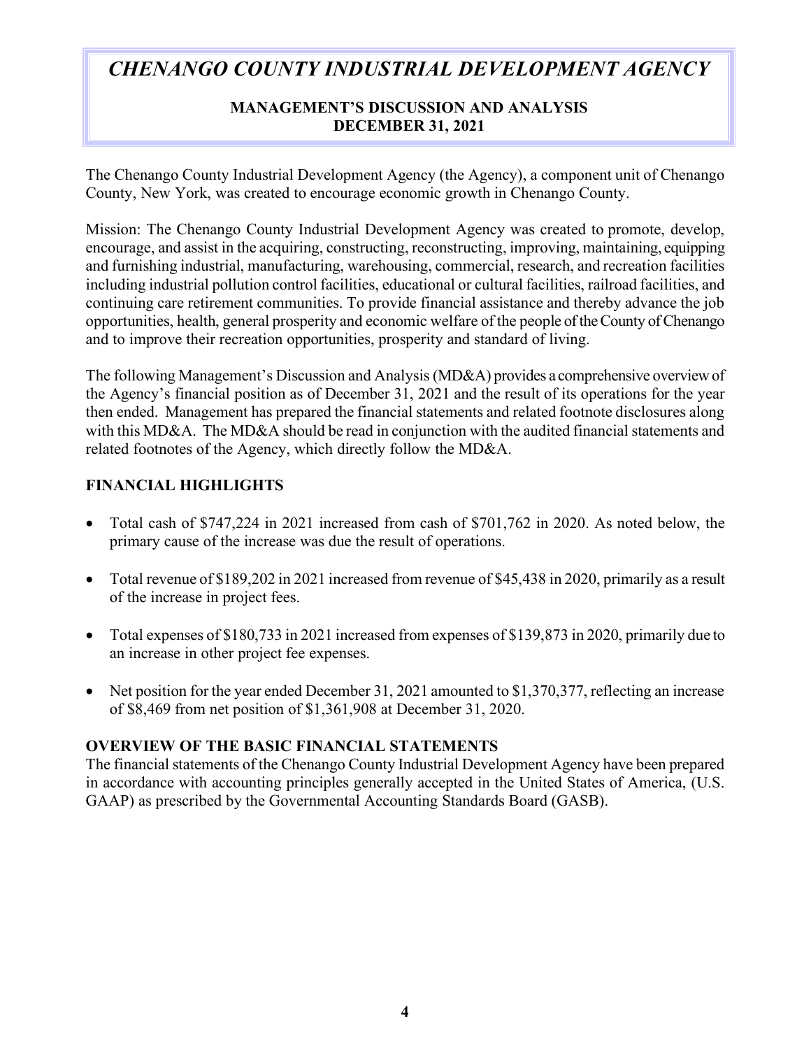# *CHENANGO COUNTY INDUSTRIAL DEVELOPMENT AGENCY*

**MANAGEMENT'S DISCUSSION AND ANALYSIS**
**DECEMBER 31, 2021**

The Chenango County Industrial Development Agency (the Agency), a component unit of Chenango County, New York, was created to encourage economic growth in Chenango County.

Mission: The Chenango County Industrial Development Agency was created to promote, develop, encourage, and assist in the acquiring, constructing, reconstructing, improving, maintaining, equipping and furnishing industrial, manufacturing, warehousing, commercial, research, and recreation facilities including industrial pollution control facilities, educational or cultural facilities, railroad facilities, and continuing care retirement communities. To provide financial assistance and thereby advance the job opportunities, health, general prosperity and economic welfare of the people of the County of Chenango and to improve their recreation opportunities, prosperity and standard of living.

The following Management's Discussion and Analysis (MD&A) provides a comprehensive overview of the Agency's financial position as of December 31, 2021 and the result of its operations for the year then ended. Management has prepared the financial statements and related footnote disclosures along with this MD&A. The MD&A should be read in conjunction with the audited financial statements and related footnotes of the Agency, which directly follow the MD&A.

## FINANCIAL HIGHLIGHTS

- Total cash of $747,224 in 2021 increased from cash of $701,762 in 2020. As noted below, the primary cause of the increase was due the result of operations.
- Total revenue of $189,202 in 2021 increased from revenue of $45,438 in 2020, primarily as a result of the increase in project fees.
- Total expenses of $180,733 in 2021 increased from expenses of $139,873 in 2020, primarily due to an increase in other project fee expenses.
- Net position for the year ended December 31, 2021 amounted to $1,370,377, reflecting an increase of $8,469 from net position of $1,361,908 at December 31, 2020.

## OVERVIEW OF THE BASIC FINANCIAL STATEMENTS

The financial statements of the Chenango County Industrial Development Agency have been prepared in accordance with accounting principles generally accepted in the United States of America, (U.S. GAAP) as prescribed by the Governmental Accounting Standards Board (GASB).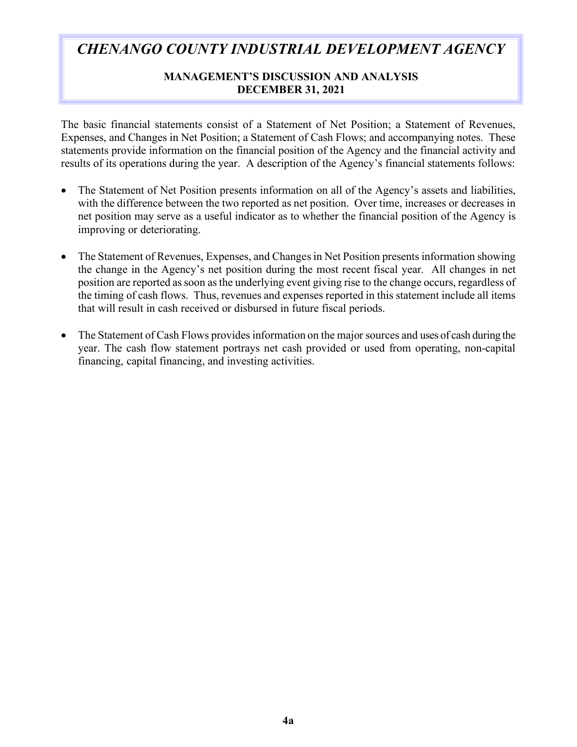# *CHENANGO COUNTY INDUSTRIAL DEVELOPMENT AGENCY*

## MANAGEMENT'S DISCUSSION AND ANALYSIS
## DECEMBER 31, 2021

The basic financial statements consist of a Statement of Net Position; a Statement of Revenues, Expenses, and Changes in Net Position; a Statement of Cash Flows; and accompanying notes. These statements provide information on the financial position of the Agency and the financial activity and results of its operations during the year. A description of the Agency's financial statements follows:

- The Statement of Net Position presents information on all of the Agency's assets and liabilities, with the difference between the two reported as net position. Over time, increases or decreases in net position may serve as a useful indicator as to whether the financial position of the Agency is improving or deteriorating.

- The Statement of Revenues, Expenses, and Changes in Net Position presents information showing the change in the Agency's net position during the most recent fiscal year. All changes in net position are reported as soon as the underlying event giving rise to the change occurs, regardless of the timing of cash flows. Thus, revenues and expenses reported in this statement include all items that will result in cash received or disbursed in future fiscal periods.

- The Statement of Cash Flows provides information on the major sources and uses of cash during the year. The cash flow statement portrays net cash provided or used from operating, non-capital financing, capital financing, and investing activities.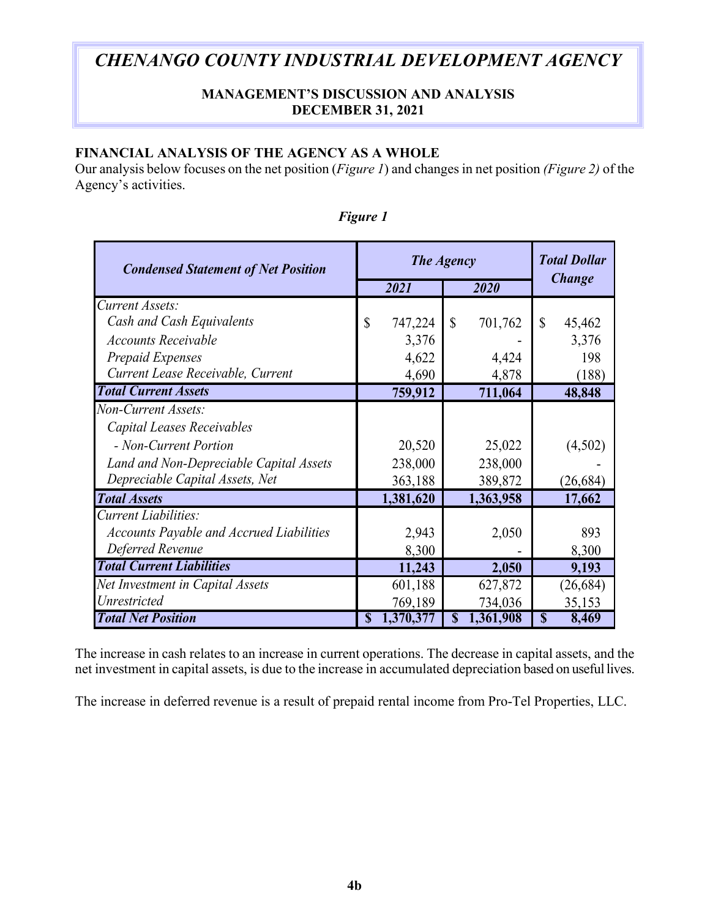# *CHENANGO COUNTY INDUSTRIAL DEVELOPMENT AGENCY*

**MANAGEMENT'S DISCUSSION AND ANALYSIS**
**DECEMBER 31, 2021**

## FINANCIAL ANALYSIS OF THE AGENCY AS A WHOLE

Our analysis below focuses on the net position (*Figure 1*) and changes in net position *(Figure 2)* of the Agency's activities.

*Figure 1*

| *Condensed Statement of Net Position* | *The Agency* | | *Total Dollar Change* |
|---|---|---|---|
| | *2021* | *2020* | |
| *Current Assets:* | | | |
| *Cash and Cash Equivalents* | $ 747,224 | $ 701,762 | $ 45,462 |
| *Accounts Receivable* | 3,376 | - | 3,376 |
| *Prepaid Expenses* | 4,622 | 4,424 | 198 |
| *Current Lease Receivable, Current* | 4,690 | 4,878 | (188) |
| ***Total Current Assets*** | **759,912** | **711,064** | **48,848** |
| *Non-Current Assets:* | | | |
| *Capital Leases Receivables* | | | |
| *- Non-Current Portion* | 20,520 | 25,022 | (4,502) |
| *Land and Non-Depreciable Capital Assets* | 238,000 | 238,000 | - |
| *Depreciable Capital Assets, Net* | 363,188 | 389,872 | (26,684) |
| ***Total Assets*** | **1,381,620** | **1,363,958** | **17,662** |
| *Current Liabilities:* | | | |
| *Accounts Payable and Accrued Liabilities* | 2,943 | 2,050 | 893 |
| *Deferred Revenue* | 8,300 | - | 8,300 |
| ***Total Current Liabilities*** | **11,243** | **2,050** | **9,193** |
| *Net Investment in Capital Assets* | 601,188 | 627,872 | (26,684) |
| *Unrestricted* | 769,189 | 734,036 | 35,153 |
| ***Total Net Position*** | **$ 1,370,377** | **$ 1,361,908** | **$ 8,469** |

The increase in cash relates to an increase in current operations. The decrease in capital assets, and the net investment in capital assets, is due to the increase in accumulated depreciation based on useful lives.

The increase in deferred revenue is a result of prepaid rental income from Pro-Tel Properties, LLC.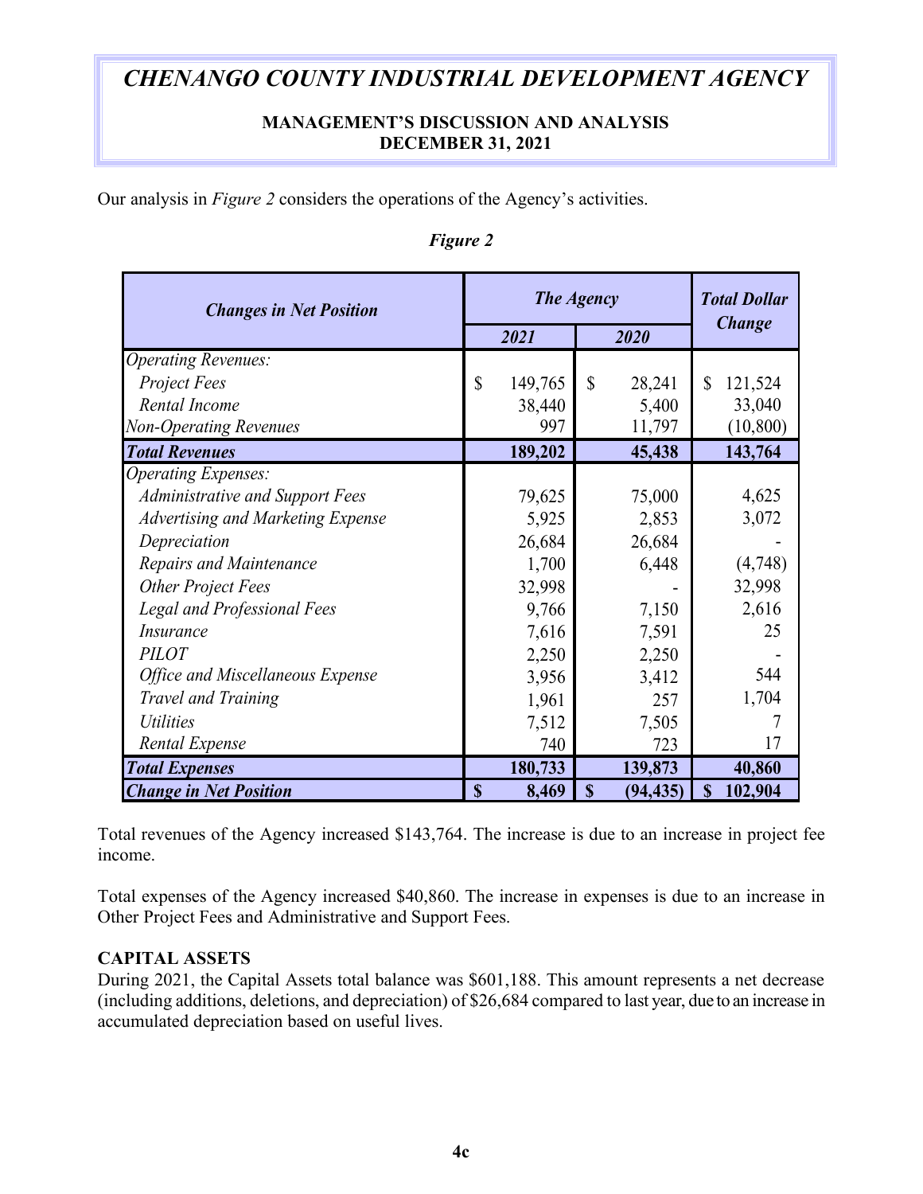# *CHENANGO COUNTY INDUSTRIAL DEVELOPMENT AGENCY*

**MANAGEMENT'S DISCUSSION AND ANALYSIS**
**DECEMBER 31, 2021**

Our analysis in *Figure 2* considers the operations of the Agency's activities.

*Figure 2*

| *Changes in Net Position* | *The Agency* | | *Total Dollar Change* |
|---|---|---|---|
| | *2021* | *2020* | |
| *Operating Revenues:* | | | |
| *Project Fees* | $ 149,765 | $ 28,241 | $ 121,524 |
| *Rental Income* | 38,440 | 5,400 | 33,040 |
| *Non-Operating Revenues* | 997 | 11,797 | (10,800) |
| ***Total Revenues*** | **189,202** | **45,438** | **143,764** |
| *Operating Expenses:* | | | |
| *Administrative and Support Fees* | 79,625 | 75,000 | 4,625 |
| *Advertising and Marketing Expense* | 5,925 | 2,853 | 3,072 |
| *Depreciation* | 26,684 | 26,684 | - |
| *Repairs and Maintenance* | 1,700 | 6,448 | (4,748) |
| *Other Project Fees* | 32,998 | - | 32,998 |
| *Legal and Professional Fees* | 9,766 | 7,150 | 2,616 |
| *Insurance* | 7,616 | 7,591 | 25 |
| *PILOT* | 2,250 | 2,250 | - |
| *Office and Miscellaneous Expense* | 3,956 | 3,412 | 544 |
| *Travel and Training* | 1,961 | 257 | 1,704 |
| *Utilities* | 7,512 | 7,505 | 7 |
| *Rental Expense* | 740 | 723 | 17 |
| ***Total Expenses*** | **180,733** | **139,873** | **40,860** |
| ***Change in Net Position*** | **$ 8,469** | **$ (94,435)** | **$ 102,904** |

Total revenues of the Agency increased $143,764. The increase is due to an increase in project fee income.

Total expenses of the Agency increased $40,860. The increase in expenses is due to an increase in Other Project Fees and Administrative and Support Fees.

**CAPITAL ASSETS**

During 2021, the Capital Assets total balance was $601,188. This amount represents a net decrease (including additions, deletions, and depreciation) of $26,684 compared to last year, due to an increase in accumulated depreciation based on useful lives.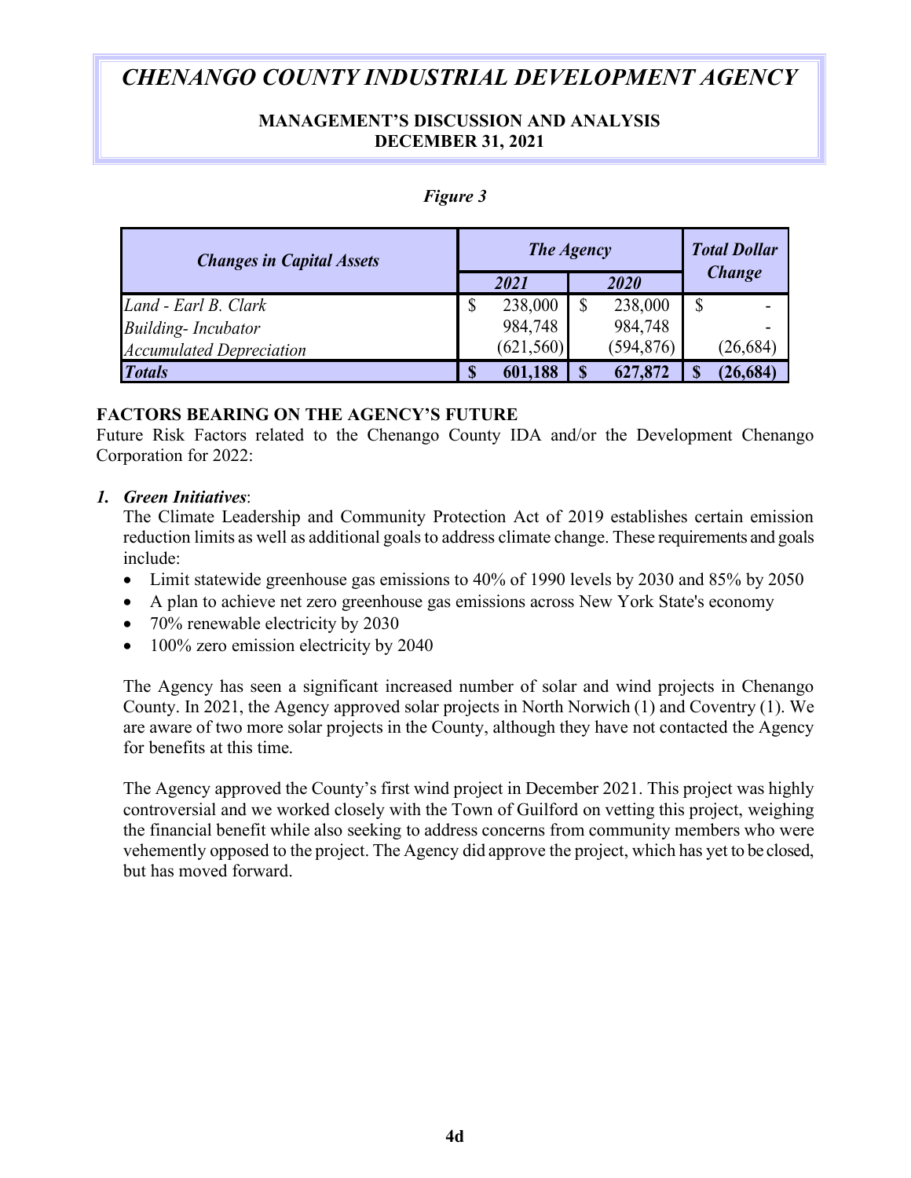*Figure 3*

| *Changes in Capital Assets* | *The Agency* | | *Total Dollar Change* |
|---|---|---|---|
| | *2021* | *2020* | |
| *Land - Earl B. Clark* | $ 238,000 | $ 238,000 | $ - |
| *Building- Incubator* | 984,748 | 984,748 | - |
| *Accumulated Depreciation* | (621,560) | (594,876) | (26,684) |
| ***Totals*** | **$ 601,188** | **$ 627,872** | **$ (26,684)** |

## FACTORS BEARING ON THE AGENCY'S FUTURE

Future Risk Factors related to the Chenango County IDA and/or the Development Chenango Corporation for 2022:

1. ***Green Initiatives***:
   The Climate Leadership and Community Protection Act of 2019 establishes certain emission reduction limits as well as additional goals to address climate change. These requirements and goals include:
   - Limit statewide greenhouse gas emissions to 40% of 1990 levels by 2030 and 85% by 2050
   - A plan to achieve net zero greenhouse gas emissions across New York State's economy
   - 70% renewable electricity by 2030
   - 100% zero emission electricity by 2040

   The Agency has seen a significant increased number of solar and wind projects in Chenango County. In 2021, the Agency approved solar projects in North Norwich (1) and Coventry (1). We are aware of two more solar projects in the County, although they have not contacted the Agency for benefits at this time.

   The Agency approved the County's first wind project in December 2021. This project was highly controversial and we worked closely with the Town of Guilford on vetting this project, weighing the financial benefit while also seeking to address concerns from community members who were vehemently opposed to the project. The Agency did approve the project, which has yet to be closed, but has moved forward.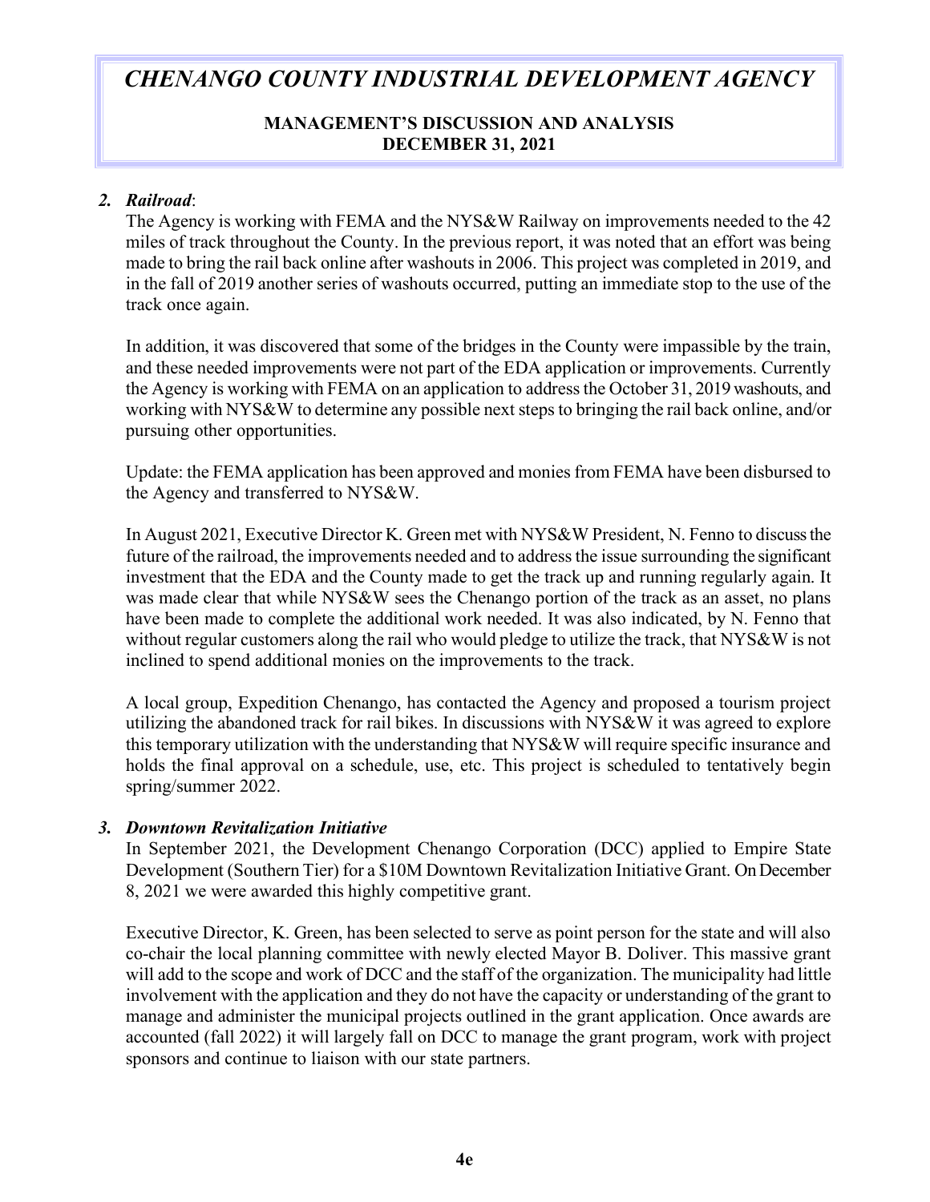## 2. *Railroad*:

The Agency is working with FEMA and the NYS&W Railway on improvements needed to the 42 miles of track throughout the County. In the previous report, it was noted that an effort was being made to bring the rail back online after washouts in 2006. This project was completed in 2019, and in the fall of 2019 another series of washouts occurred, putting an immediate stop to the use of the track once again.

In addition, it was discovered that some of the bridges in the County were impassible by the train, and these needed improvements were not part of the EDA application or improvements. Currently the Agency is working with FEMA on an application to address the October 31, 2019 washouts, and working with NYS&W to determine any possible next steps to bringing the rail back online, and/or pursuing other opportunities.

Update: the FEMA application has been approved and monies from FEMA have been disbursed to the Agency and transferred to NYS&W.

In August 2021, Executive Director K. Green met with NYS&W President, N. Fenno to discuss the future of the railroad, the improvements needed and to address the issue surrounding the significant investment that the EDA and the County made to get the track up and running regularly again. It was made clear that while NYS&W sees the Chenango portion of the track as an asset, no plans have been made to complete the additional work needed. It was also indicated, by N. Fenno that without regular customers along the rail who would pledge to utilize the track, that NYS&W is not inclined to spend additional monies on the improvements to the track.

A local group, Expedition Chenango, has contacted the Agency and proposed a tourism project utilizing the abandoned track for rail bikes. In discussions with NYS&W it was agreed to explore this temporary utilization with the understanding that NYS&W will require specific insurance and holds the final approval on a schedule, use, etc. This project is scheduled to tentatively begin spring/summer 2022.

## 3. *Downtown Revitalization Initiative*

In September 2021, the Development Chenango Corporation (DCC) applied to Empire State Development (Southern Tier) for a $10M Downtown Revitalization Initiative Grant. On December 8, 2021 we were awarded this highly competitive grant.

Executive Director, K. Green, has been selected to serve as point person for the state and will also co-chair the local planning committee with newly elected Mayor B. Doliver. This massive grant will add to the scope and work of DCC and the staff of the organization. The municipality had little involvement with the application and they do not have the capacity or understanding of the grant to manage and administer the municipal projects outlined in the grant application. Once awards are accounted (fall 2022) it will largely fall on DCC to manage the grant program, work with project sponsors and continue to liaison with our state partners.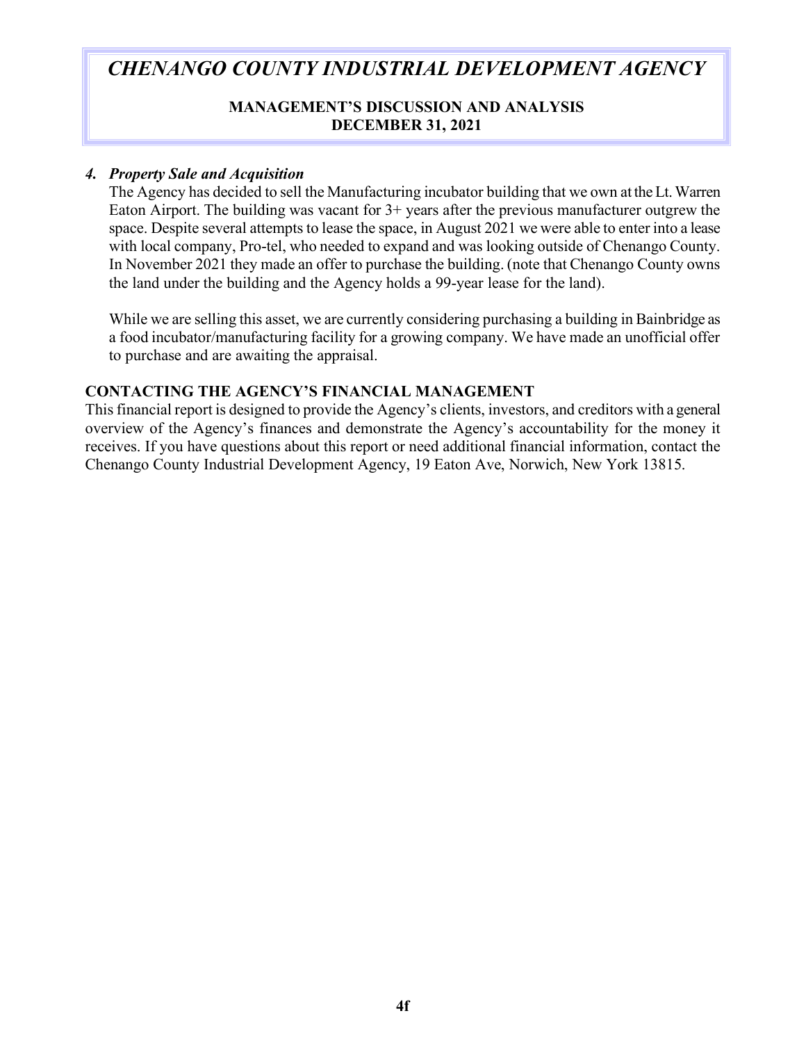### *4. Property Sale and Acquisition*

The Agency has decided to sell the Manufacturing incubator building that we own at the Lt. Warren Eaton Airport. The building was vacant for 3+ years after the previous manufacturer outgrew the space. Despite several attempts to lease the space, in August 2021 we were able to enter into a lease with local company, Pro-tel, who needed to expand and was looking outside of Chenango County. In November 2021 they made an offer to purchase the building. (note that Chenango County owns the land under the building and the Agency holds a 99-year lease for the land).

While we are selling this asset, we are currently considering purchasing a building in Bainbridge as a food incubator/manufacturing facility for a growing company. We have made an unofficial offer to purchase and are awaiting the appraisal.

## CONTACTING THE AGENCY'S FINANCIAL MANAGEMENT

This financial report is designed to provide the Agency's clients, investors, and creditors with a general overview of the Agency's finances and demonstrate the Agency's accountability for the money it receives. If you have questions about this report or need additional financial information, contact the Chenango County Industrial Development Agency, 19 Eaton Ave, Norwich, New York 13815.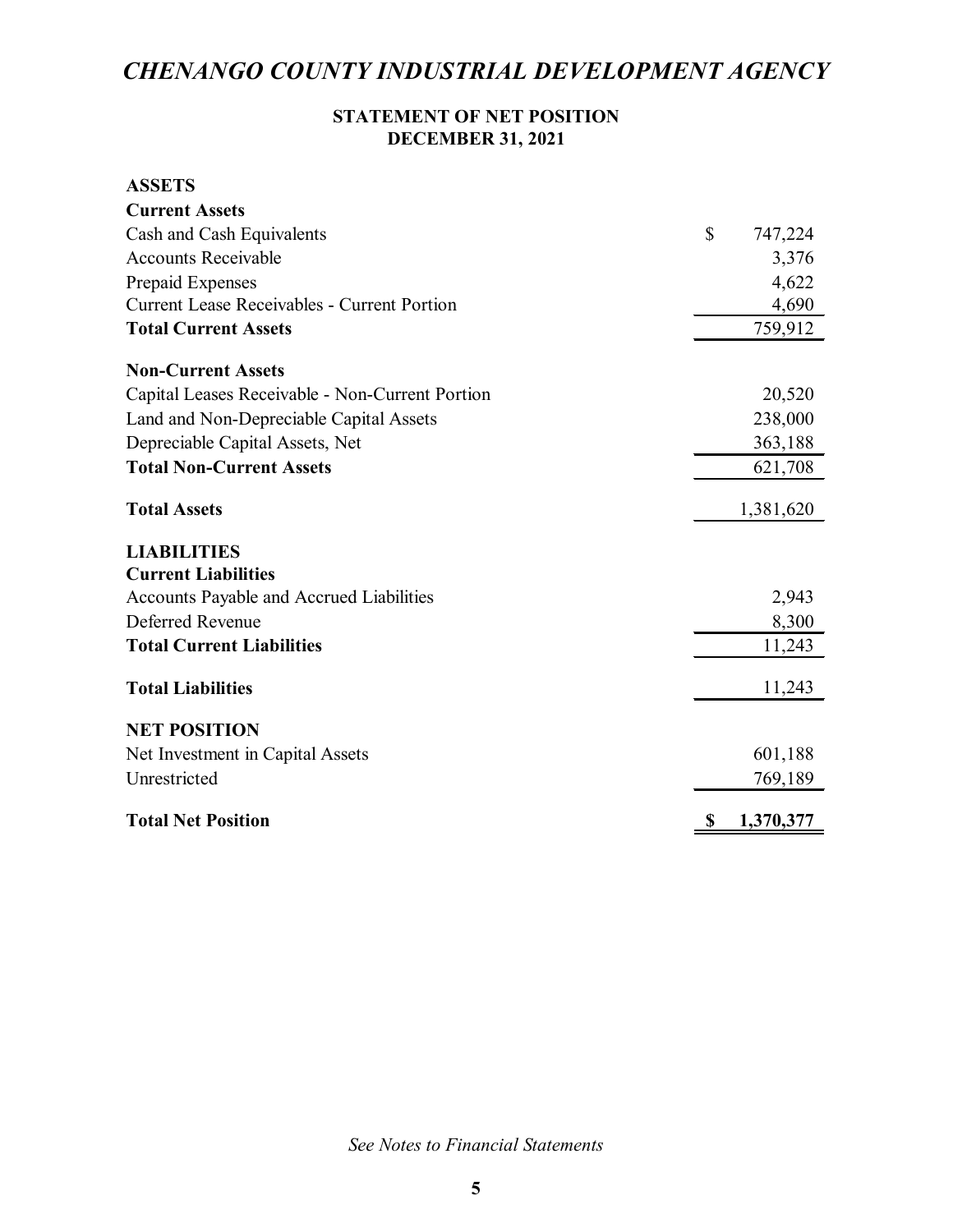# CHENANGO COUNTY INDUSTRIAL DEVELOPMENT AGENCY

## STATEMENT OF NET POSITION
## DECEMBER 31, 2021

| | |
|---|---|
| **ASSETS** | |
| **Current Assets** | |
| Cash and Cash Equivalents | $ 747,224 |
| Accounts Receivable | 3,376 |
| Prepaid Expenses | 4,622 |
| Current Lease Receivables - Current Portion | 4,690 |
| **Total Current Assets** | 759,912 |
| **Non-Current Assets** | |
| Capital Leases Receivable - Non-Current Portion | 20,520 |
| Land and Non-Depreciable Capital Assets | 238,000 |
| Depreciable Capital Assets, Net | 363,188 |
| **Total Non-Current Assets** | 621,708 |
| **Total Assets** | 1,381,620 |
| **LIABILITIES** | |
| **Current Liabilities** | |
| Accounts Payable and Accrued Liabilities | 2,943 |
| Deferred Revenue | 8,300 |
| **Total Current Liabilities** | 11,243 |
| **Total Liabilities** | 11,243 |
| **NET POSITION** | |
| Net Investment in Capital Assets | 601,188 |
| Unrestricted | 769,189 |
| **Total Net Position** | **$ 1,370,377** |

*See Notes to Financial Statements*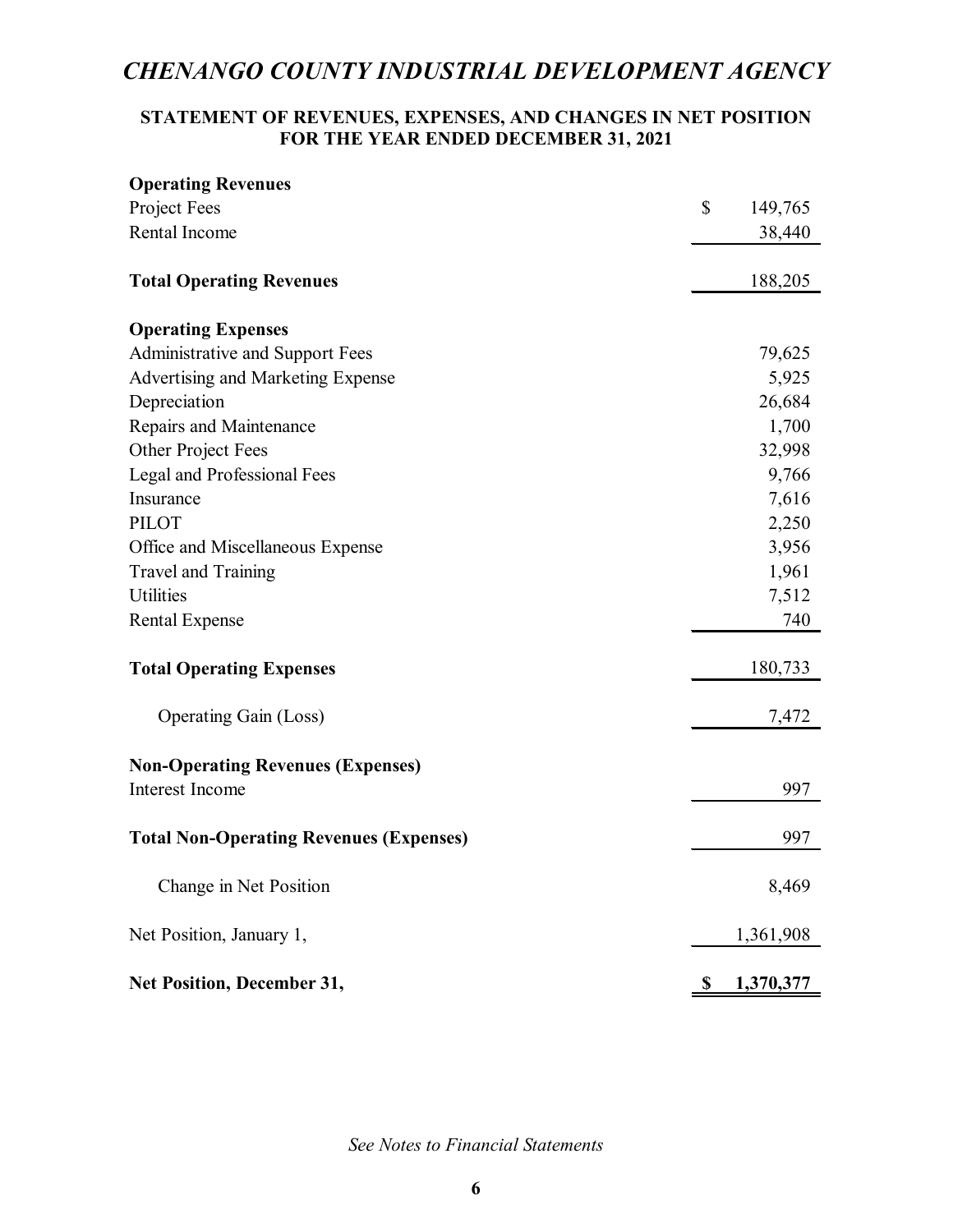# *CHENANGO COUNTY INDUSTRIAL DEVELOPMENT AGENCY*

## STATEMENT OF REVENUES, EXPENSES, AND CHANGES IN NET POSITION FOR THE YEAR ENDED DECEMBER 31, 2021

| | |
|---|---|
| **Operating Revenues** | |
| Project Fees | $ 149,765 |
| Rental Income | 38,440 |
| **Total Operating Revenues** | 188,205 |
| **Operating Expenses** | |
| Administrative and Support Fees | 79,625 |
| Advertising and Marketing Expense | 5,925 |
| Depreciation | 26,684 |
| Repairs and Maintenance | 1,700 |
| Other Project Fees | 32,998 |
| Legal and Professional Fees | 9,766 |
| Insurance | 7,616 |
| PILOT | 2,250 |
| Office and Miscellaneous Expense | 3,956 |
| Travel and Training | 1,961 |
| Utilities | 7,512 |
| Rental Expense | 740 |
| **Total Operating Expenses** | 180,733 |
| Operating Gain (Loss) | 7,472 |
| **Non-Operating Revenues (Expenses)** | |
| Interest Income | 997 |
| **Total Non-Operating Revenues (Expenses)** | 997 |
| Change in Net Position | 8,469 |
| Net Position, January 1, | 1,361,908 |
| **Net Position, December 31,** | **$ 1,370,377** |

*See Notes to Financial Statements*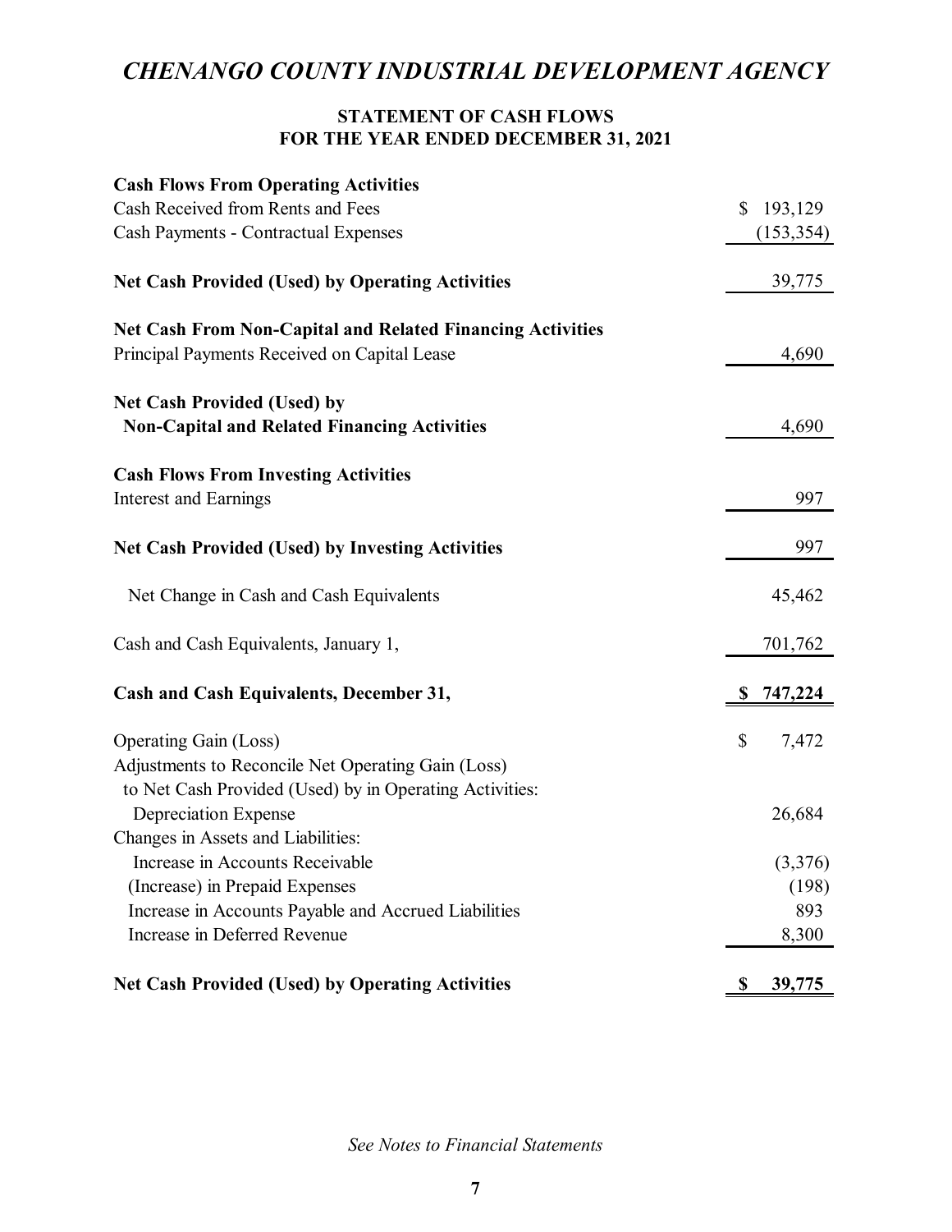# CHENANGO COUNTY INDUSTRIAL DEVELOPMENT AGENCY

## STATEMENT OF CASH FLOWS
## FOR THE YEAR ENDED DECEMBER 31, 2021

| | |
|---|---|
| **Cash Flows From Operating Activities** | |
| Cash Received from Rents and Fees | $ 193,129 |
| Cash Payments - Contractual Expenses | (153,354) |
| **Net Cash Provided (Used) by Operating Activities** | 39,775 |
| **Net Cash From Non-Capital and Related Financing Activities** | |
| Principal Payments Received on Capital Lease | 4,690 |
| **Net Cash Provided (Used) by Non-Capital and Related Financing Activities** | 4,690 |
| **Cash Flows From Investing Activities** | |
| Interest and Earnings | 997 |
| **Net Cash Provided (Used) by Investing Activities** | 997 |
| Net Change in Cash and Cash Equivalents | 45,462 |
| Cash and Cash Equivalents, January 1, | 701,762 |
| **Cash and Cash Equivalents, December 31,** | **$ 747,224** |
| Operating Gain (Loss) | $ 7,472 |
| Adjustments to Reconcile Net Operating Gain (Loss) to Net Cash Provided (Used) by in Operating Activities: | |
| Depreciation Expense | 26,684 |
| Changes in Assets and Liabilities: | |
| Increase in Accounts Receivable | (3,376) |
| (Increase) in Prepaid Expenses | (198) |
| Increase in Accounts Payable and Accrued Liabilities | 893 |
| Increase in Deferred Revenue | 8,300 |
| **Net Cash Provided (Used) by Operating Activities** | **$ 39,775** |

*See Notes to Financial Statements*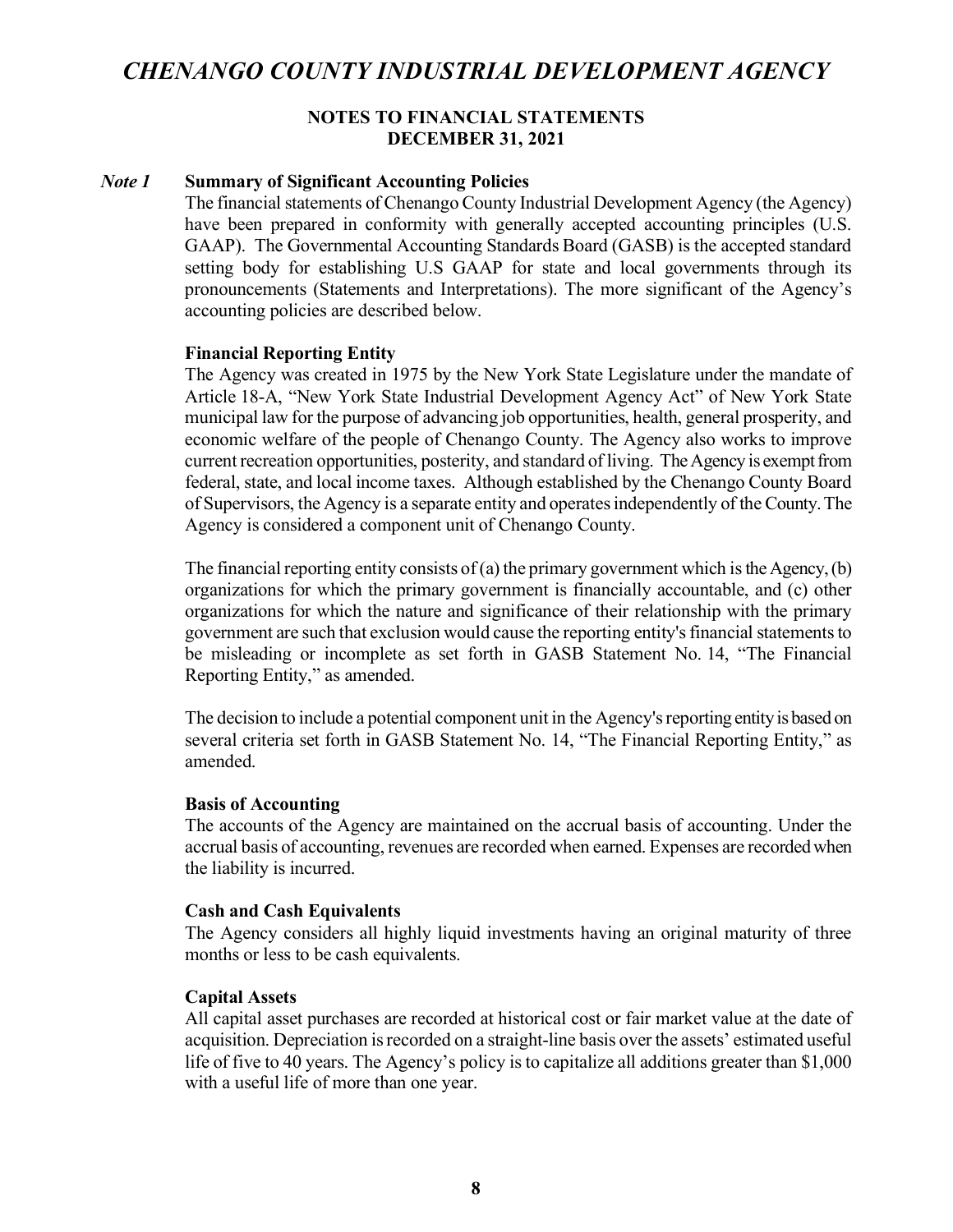# CHENANGO COUNTY INDUSTRIAL DEVELOPMENT AGENCY

## NOTES TO FINANCIAL STATEMENTS
## DECEMBER 31, 2021

### *Note 1* Summary of Significant Accounting Policies

The financial statements of Chenango County Industrial Development Agency (the Agency) have been prepared in conformity with generally accepted accounting principles (U.S. GAAP). The Governmental Accounting Standards Board (GASB) is the accepted standard setting body for establishing U.S GAAP for state and local governments through its pronouncements (Statements and Interpretations). The more significant of the Agency's accounting policies are described below.

**Financial Reporting Entity**

The Agency was created in 1975 by the New York State Legislature under the mandate of Article 18-A, "New York State Industrial Development Agency Act" of New York State municipal law for the purpose of advancing job opportunities, health, general prosperity, and economic welfare of the people of Chenango County. The Agency also works to improve current recreation opportunities, posterity, and standard of living. The Agency is exempt from federal, state, and local income taxes. Although established by the Chenango County Board of Supervisors, the Agency is a separate entity and operates independently of the County. The Agency is considered a component unit of Chenango County.

The financial reporting entity consists of (a) the primary government which is the Agency, (b) organizations for which the primary government is financially accountable, and (c) other organizations for which the nature and significance of their relationship with the primary government are such that exclusion would cause the reporting entity's financial statements to be misleading or incomplete as set forth in GASB Statement No. 14, "The Financial Reporting Entity," as amended.

The decision to include a potential component unit in the Agency's reporting entity is based on several criteria set forth in GASB Statement No. 14, "The Financial Reporting Entity," as amended.

**Basis of Accounting**

The accounts of the Agency are maintained on the accrual basis of accounting. Under the accrual basis of accounting, revenues are recorded when earned. Expenses are recorded when the liability is incurred.

**Cash and Cash Equivalents**

The Agency considers all highly liquid investments having an original maturity of three months or less to be cash equivalents.

**Capital Assets**

All capital asset purchases are recorded at historical cost or fair market value at the date of acquisition. Depreciation is recorded on a straight-line basis over the assets' estimated useful life of five to 40 years. The Agency's policy is to capitalize all additions greater than $1,000 with a useful life of more than one year.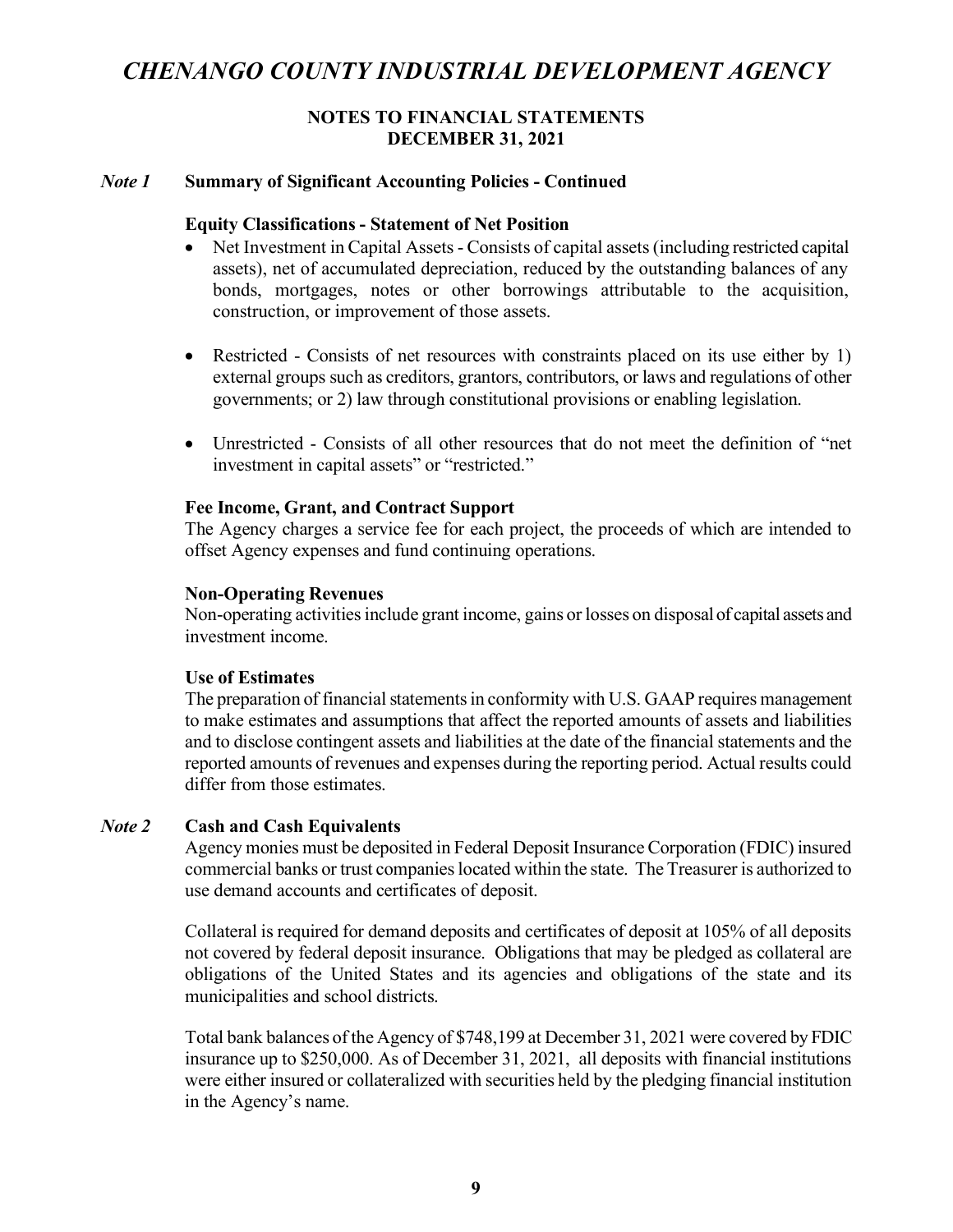# CHENANGO COUNTY INDUSTRIAL DEVELOPMENT AGENCY

**NOTES TO FINANCIAL STATEMENTS**
**DECEMBER 31, 2021**

## *Note 1* Summary of Significant Accounting Policies - Continued

### Equity Classifications - Statement of Net Position

- Net Investment in Capital Assets - Consists of capital assets (including restricted capital assets), net of accumulated depreciation, reduced by the outstanding balances of any bonds, mortgages, notes or other borrowings attributable to the acquisition, construction, or improvement of those assets.
- Restricted - Consists of net resources with constraints placed on its use either by 1) external groups such as creditors, grantors, contributors, or laws and regulations of other governments; or 2) law through constitutional provisions or enabling legislation.
- Unrestricted - Consists of all other resources that do not meet the definition of "net investment in capital assets" or "restricted."

### Fee Income, Grant, and Contract Support

The Agency charges a service fee for each project, the proceeds of which are intended to offset Agency expenses and fund continuing operations.

### Non-Operating Revenues

Non-operating activities include grant income, gains or losses on disposal of capital assets and investment income.

### Use of Estimates

The preparation of financial statements in conformity with U.S. GAAP requires management to make estimates and assumptions that affect the reported amounts of assets and liabilities and to disclose contingent assets and liabilities at the date of the financial statements and the reported amounts of revenues and expenses during the reporting period. Actual results could differ from those estimates.

## *Note 2* Cash and Cash Equivalents

Agency monies must be deposited in Federal Deposit Insurance Corporation (FDIC) insured commercial banks or trust companies located within the state. The Treasurer is authorized to use demand accounts and certificates of deposit.

Collateral is required for demand deposits and certificates of deposit at 105% of all deposits not covered by federal deposit insurance. Obligations that may be pledged as collateral are obligations of the United States and its agencies and obligations of the state and its municipalities and school districts.

Total bank balances of the Agency of $748,199 at December 31, 2021 were covered by FDIC insurance up to $250,000. As of December 31, 2021, all deposits with financial institutions were either insured or collateralized with securities held by the pledging financial institution in the Agency's name.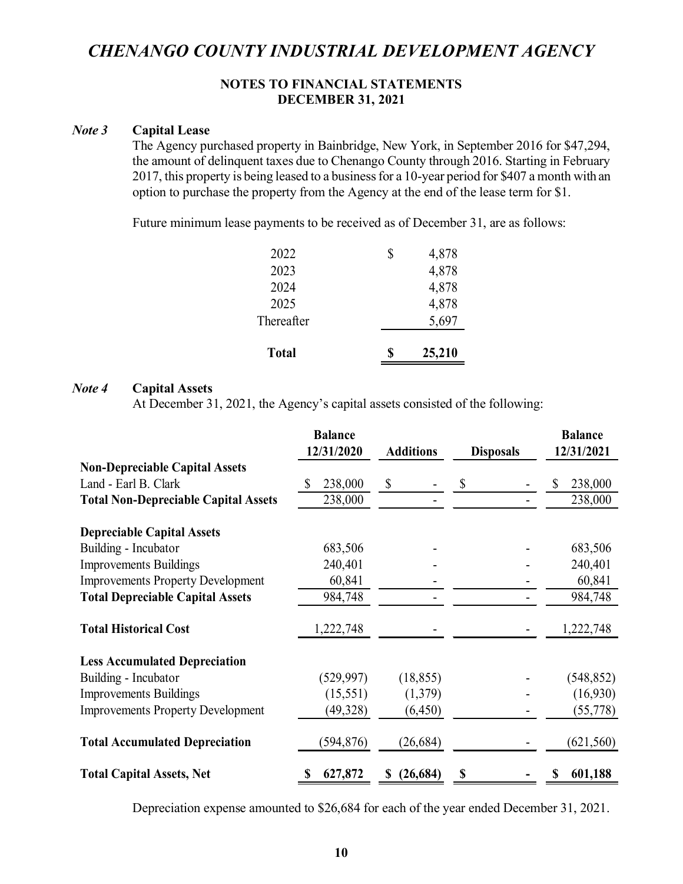# CHENANGO COUNTY INDUSTRIAL DEVELOPMENT AGENCY

**NOTES TO FINANCIAL STATEMENTS**
**DECEMBER 31, 2021**

## *Note 3* Capital Lease

The Agency purchased property in Bainbridge, New York, in September 2016 for $47,294, the amount of delinquent taxes due to Chenango County through 2016. Starting in February 2017, this property is being leased to a business for a 10-year period for $407 a month with an option to purchase the property from the Agency at the end of the lease term for $1.

Future minimum lease payments to be received as of December 31, are as follows:

| | |
|---|---|
| 2022 | $ 4,878 |
| 2023 | 4,878 |
| 2024 | 4,878 |
| 2025 | 4,878 |
| Thereafter | 5,697 |
| **Total** | **$ 25,210** |

## *Note 4* Capital Assets

At December 31, 2021, the Agency's capital assets consisted of the following:

| | Balance 12/31/2020 | Additions | Disposals | Balance 12/31/2021 |
|---|---|---|---|---|
| **Non-Depreciable Capital Assets** | | | | |
| Land - Earl B. Clark | $ 238,000 | $ - | $ - | $ 238,000 |
| **Total Non-Depreciable Capital Assets** | 238,000 | - | - | 238,000 |
| **Depreciable Capital Assets** | | | | |
| Building - Incubator | 683,506 | - | - | 683,506 |
| Improvements Buildings | 240,401 | - | - | 240,401 |
| Improvements Property Development | 60,841 | - | - | 60,841 |
| **Total Depreciable Capital Assets** | 984,748 | - | - | 984,748 |
| **Total Historical Cost** | 1,222,748 | - | - | 1,222,748 |
| **Less Accumulated Depreciation** | | | | |
| Building - Incubator | (529,997) | (18,855) | - | (548,852) |
| Improvements Buildings | (15,551) | (1,379) | - | (16,930) |
| Improvements Property Development | (49,328) | (6,450) | - | (55,778) |
| **Total Accumulated Depreciation** | (594,876) | (26,684) | - | (621,560) |
| **Total Capital Assets, Net** | **$ 627,872** | **$ (26,684)** | **$ -** | **$ 601,188** |

Depreciation expense amounted to $26,684 for each of the year ended December 31, 2021.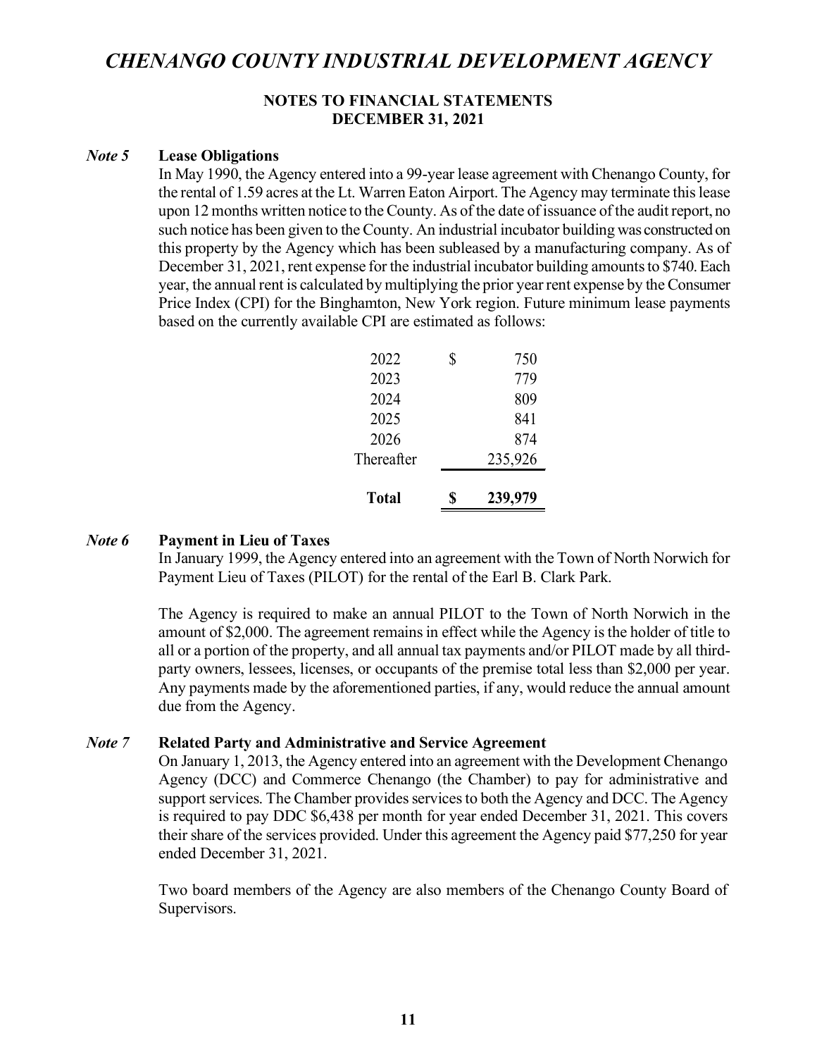# *CHENANGO COUNTY INDUSTRIAL DEVELOPMENT AGENCY*

**NOTES TO FINANCIAL STATEMENTS**
**DECEMBER 31, 2021**

***Note 5*** **Lease Obligations**

In May 1990, the Agency entered into a 99-year lease agreement with Chenango County, for the rental of 1.59 acres at the Lt. Warren Eaton Airport. The Agency may terminate this lease upon 12 months written notice to the County. As of the date of issuance of the audit report, no such notice has been given to the County. An industrial incubator building was constructed on this property by the Agency which has been subleased by a manufacturing company. As of December 31, 2021, rent expense for the industrial incubator building amounts to $740. Each year, the annual rent is calculated by multiplying the prior year rent expense by the Consumer Price Index (CPI) for the Binghamton, New York region. Future minimum lease payments based on the currently available CPI are estimated as follows:

| | | |
|---|---|---|
| 2022 | $ | 750 |
| 2023 | | 779 |
| 2024 | | 809 |
| 2025 | | 841 |
| 2026 | | 874 |
| Thereafter | | 235,926 |
| **Total** | **$** | **239,979** |

***Note 6*** **Payment in Lieu of Taxes**

In January 1999, the Agency entered into an agreement with the Town of North Norwich for Payment Lieu of Taxes (PILOT) for the rental of the Earl B. Clark Park.

The Agency is required to make an annual PILOT to the Town of North Norwich in the amount of $2,000. The agreement remains in effect while the Agency is the holder of title to all or a portion of the property, and all annual tax payments and/or PILOT made by all third-party owners, lessees, licenses, or occupants of the premise total less than $2,000 per year. Any payments made by the aforementioned parties, if any, would reduce the annual amount due from the Agency.

***Note 7*** **Related Party and Administrative and Service Agreement**

On January 1, 2013, the Agency entered into an agreement with the Development Chenango Agency (DCC) and Commerce Chenango (the Chamber) to pay for administrative and support services. The Chamber provides services to both the Agency and DCC. The Agency is required to pay DDC $6,438 per month for year ended December 31, 2021. This covers their share of the services provided. Under this agreement the Agency paid $77,250 for year ended December 31, 2021.

Two board members of the Agency are also members of the Chenango County Board of Supervisors.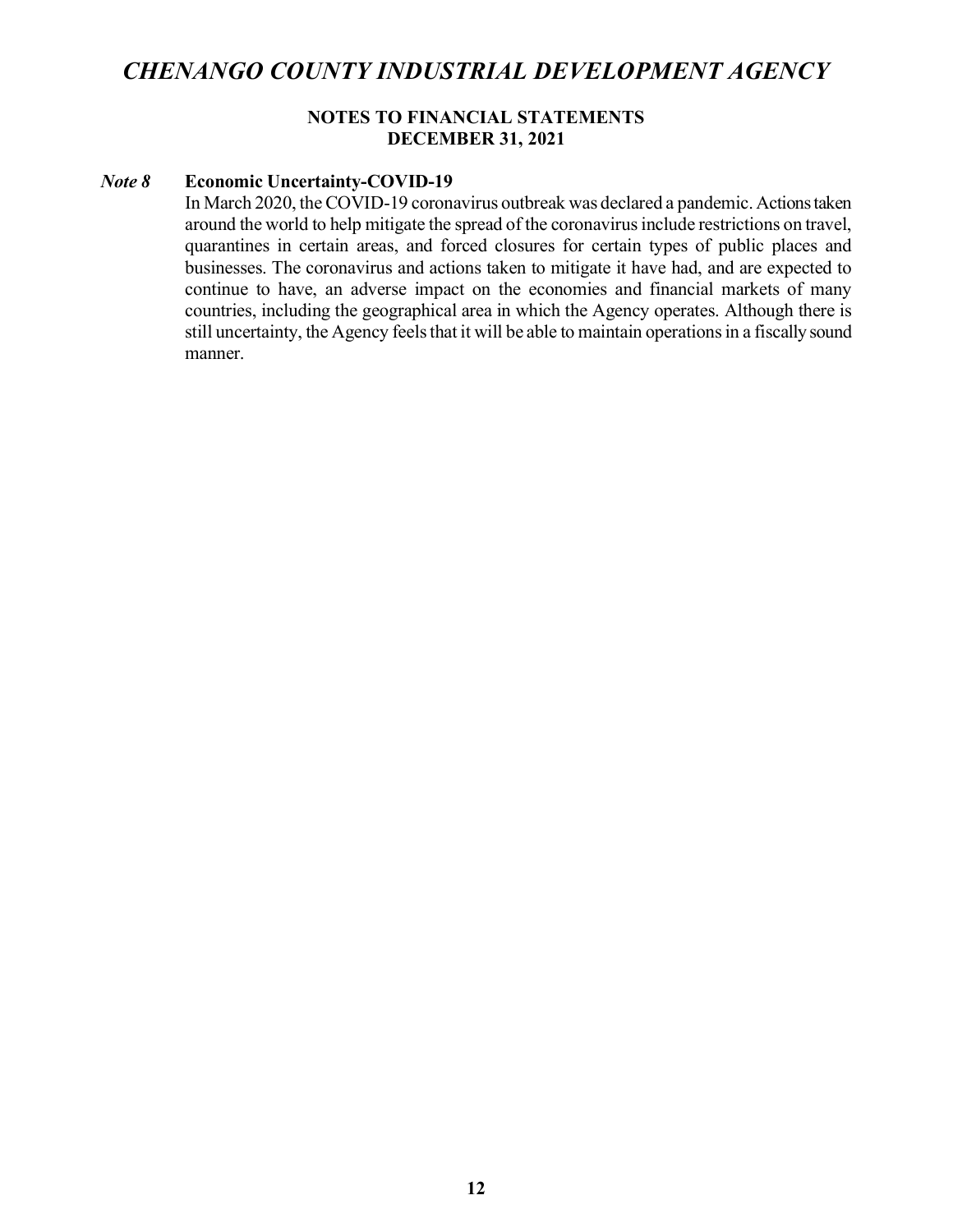# *CHENANGO COUNTY INDUSTRIAL DEVELOPMENT AGENCY*

**NOTES TO FINANCIAL STATEMENTS**
**DECEMBER 31, 2021**

### *Note 8* Economic Uncertainty-COVID-19

In March 2020, the COVID-19 coronavirus outbreak was declared a pandemic. Actions taken around the world to help mitigate the spread of the coronavirus include restrictions on travel, quarantines in certain areas, and forced closures for certain types of public places and businesses. The coronavirus and actions taken to mitigate it have had, and are expected to continue to have, an adverse impact on the economies and financial markets of many countries, including the geographical area in which the Agency operates. Although there is still uncertainty, the Agency feels that it will be able to maintain operations in a fiscally sound manner.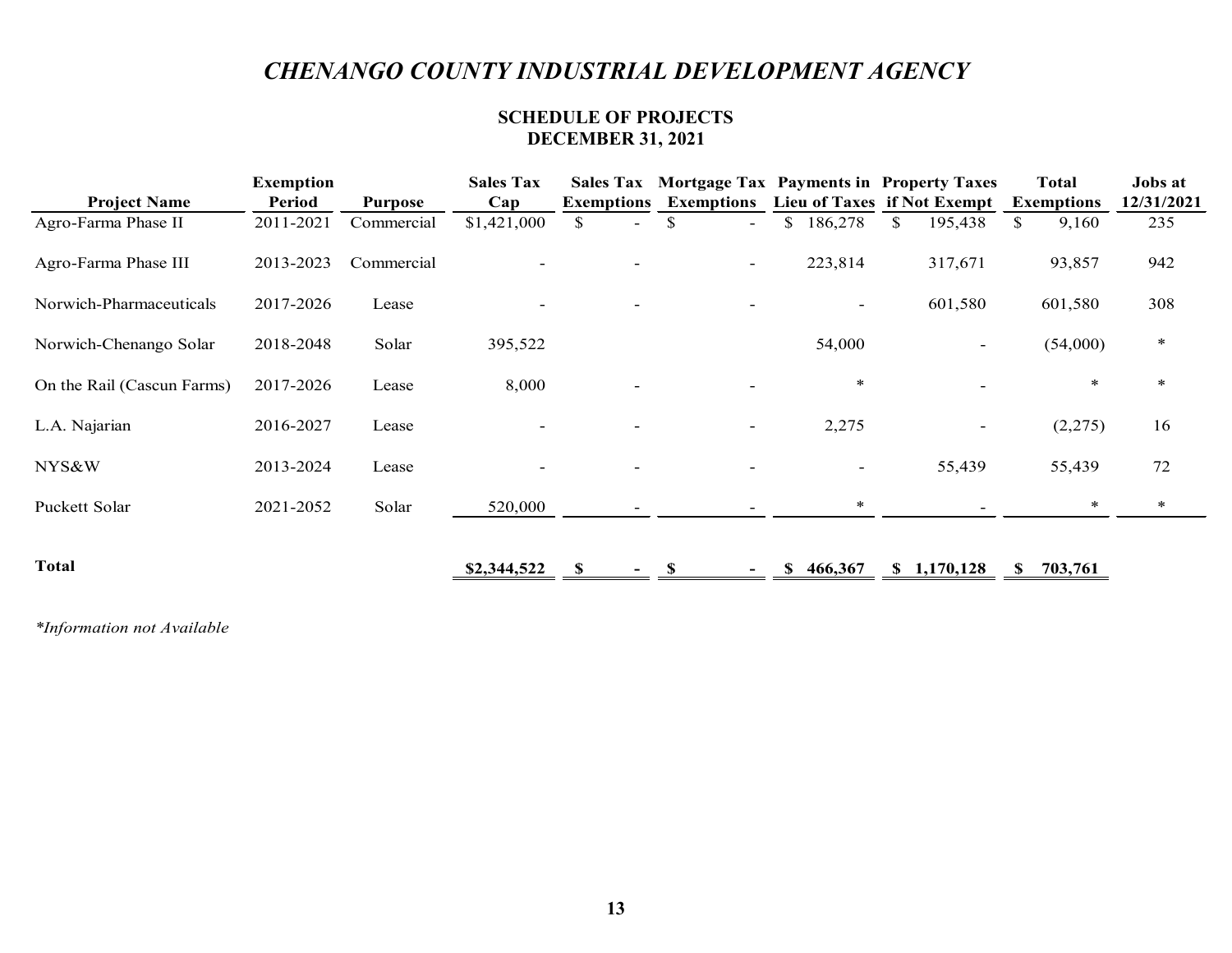# *CHENANGO COUNTY INDUSTRIAL DEVELOPMENT AGENCY*

## SCHEDULE OF PROJECTS
## DECEMBER 31, 2021

| Project Name | Exemption Period | Purpose | Sales Tax Cap | Sales Tax Exemptions | Mortgage Tax Exemptions | Payments in Lieu of Taxes | Property Taxes if Not Exempt | Total Exemptions | Jobs at 12/31/2021 |
|---|---|---|---|---|---|---|---|---|---|
| Agro-Farma Phase II | 2011-2021 | Commercial | $1,421,000 | $ - | $ - | $ 186,278 | $ 195,438 | $ 9,160 | 235 |
| Agro-Farma Phase III | 2013-2023 | Commercial | - | - | - | 223,814 | 317,671 | 93,857 | 942 |
| Norwich-Pharmaceuticals | 2017-2026 | Lease | - | - | - | - | 601,580 | 601,580 | 308 |
| Norwich-Chenango Solar | 2018-2048 | Solar | 395,522 | | | 54,000 | - | (54,000) | * |
| On the Rail (Cascun Farms) | 2017-2026 | Lease | 8,000 | - | - | * | - | * | * |
| L.A. Najarian | 2016-2027 | Lease | - | - | - | 2,275 | - | (2,275) | 16 |
| NYS&W | 2013-2024 | Lease | - | - | - | - | 55,439 | 55,439 | 72 |
| Puckett Solar | 2021-2052 | Solar | 520,000 | - | - | * | - | * | * |
| **Total** | | | **$2,344,522** | **$ -** | **$ -** | **$ 466,367** | **$ 1,170,128** | **$ 703,761** | |

*\*Information not Available*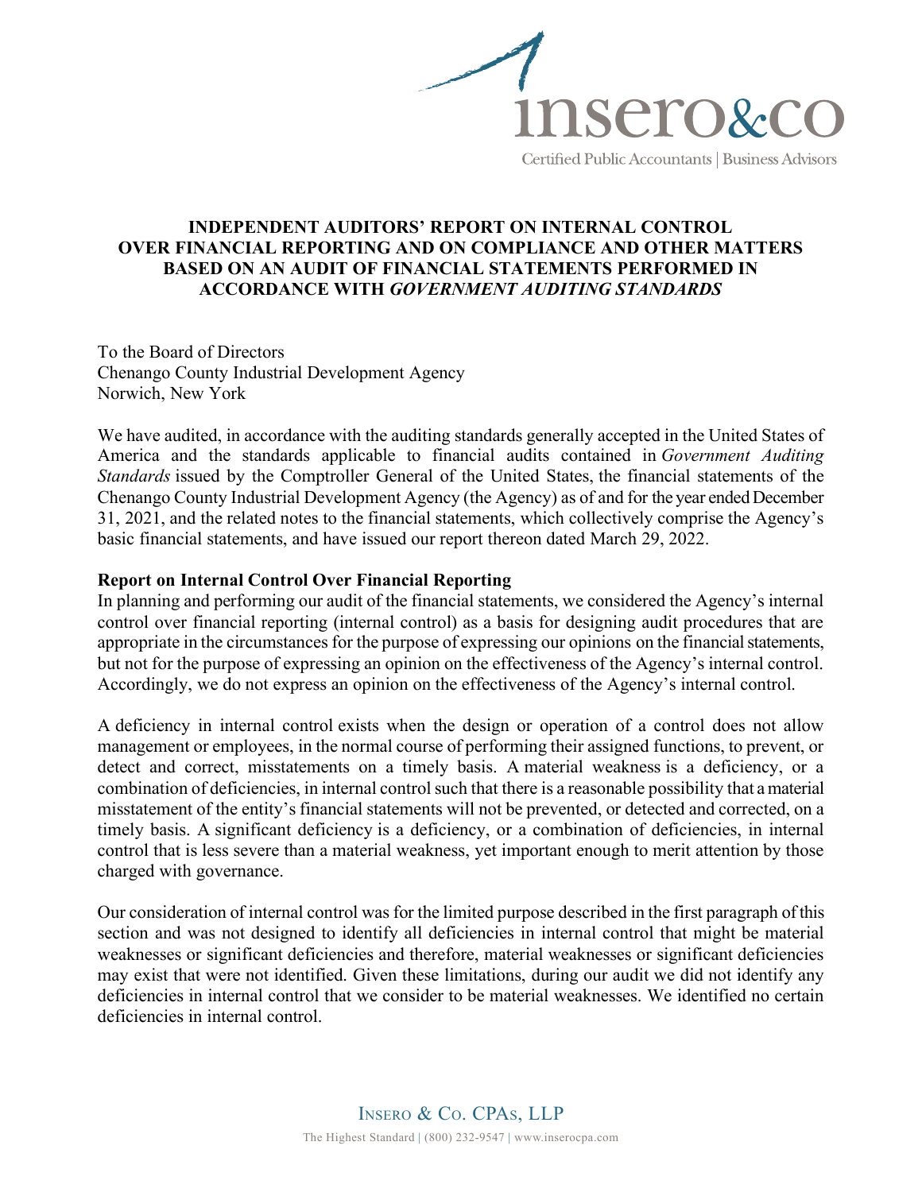# INDEPENDENT AUDITORS' REPORT ON INTERNAL CONTROL OVER FINANCIAL REPORTING AND ON COMPLIANCE AND OTHER MATTERS BASED ON AN AUDIT OF FINANCIAL STATEMENTS PERFORMED IN ACCORDANCE WITH *GOVERNMENT AUDITING STANDARDS*

To the Board of Directors
Chenango County Industrial Development Agency
Norwich, New York

We have audited, in accordance with the auditing standards generally accepted in the United States of America and the standards applicable to financial audits contained in *Government Auditing Standards* issued by the Comptroller General of the United States, the financial statements of the Chenango County Industrial Development Agency (the Agency) as of and for the year ended December 31, 2021, and the related notes to the financial statements, which collectively comprise the Agency's basic financial statements, and have issued our report thereon dated March 29, 2022.

**Report on Internal Control Over Financial Reporting**

In planning and performing our audit of the financial statements, we considered the Agency's internal control over financial reporting (internal control) as a basis for designing audit procedures that are appropriate in the circumstances for the purpose of expressing our opinions on the financial statements, but not for the purpose of expressing an opinion on the effectiveness of the Agency's internal control. Accordingly, we do not express an opinion on the effectiveness of the Agency's internal control.

A deficiency in internal control exists when the design or operation of a control does not allow management or employees, in the normal course of performing their assigned functions, to prevent, or detect and correct, misstatements on a timely basis. A material weakness is a deficiency, or a combination of deficiencies, in internal control such that there is a reasonable possibility that a material misstatement of the entity's financial statements will not be prevented, or detected and corrected, on a timely basis. A significant deficiency is a deficiency, or a combination of deficiencies, in internal control that is less severe than a material weakness, yet important enough to merit attention by those charged with governance.

Our consideration of internal control was for the limited purpose described in the first paragraph of this section and was not designed to identify all deficiencies in internal control that might be material weaknesses or significant deficiencies and therefore, material weaknesses or significant deficiencies may exist that were not identified. Given these limitations, during our audit we did not identify any deficiencies in internal control that we consider to be material weaknesses. We identified no certain deficiencies in internal control.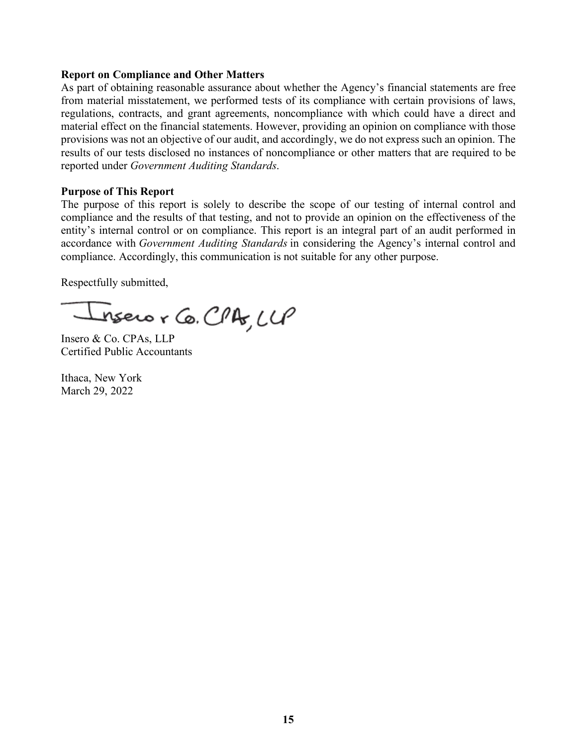**Report on Compliance and Other Matters**

As part of obtaining reasonable assurance about whether the Agency's financial statements are free from material misstatement, we performed tests of its compliance with certain provisions of laws, regulations, contracts, and grant agreements, noncompliance with which could have a direct and material effect on the financial statements. However, providing an opinion on compliance with those provisions was not an objective of our audit, and accordingly, we do not express such an opinion. The results of our tests disclosed no instances of noncompliance or other matters that are required to be reported under *Government Auditing Standards*.

**Purpose of This Report**

The purpose of this report is solely to describe the scope of our testing of internal control and compliance and the results of that testing, and not to provide an opinion on the effectiveness of the entity's internal control or on compliance. This report is an integral part of an audit performed in accordance with *Government Auditing Standards* in considering the Agency's internal control and compliance. Accordingly, this communication is not suitable for any other purpose.

Respectfully submitted,

Insero & Co. CPAs, LLP

Insero & Co. CPAs, LLP
Certified Public Accountants

Ithaca, New York
March 29, 2022